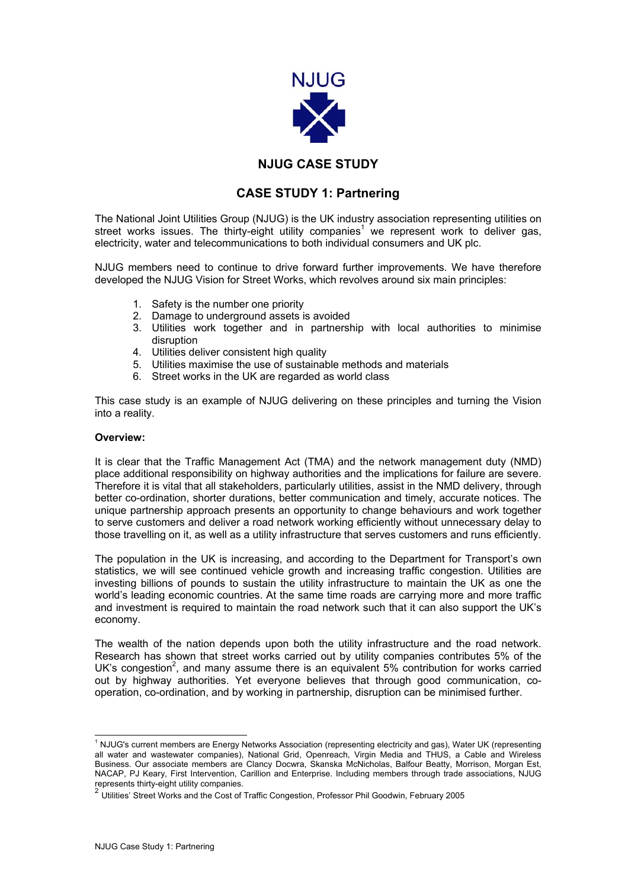NJUG

# NJUG CASE STUDY

## CASE STUDY 1: Partnering

The National Joint Utilities Group (NJUG) is the UK industry association representing utilities on street works issues. The thirty-eight utility companies[1] we represent work to deliver gas, electricity, water and telecommunications to both individual consumers and UK plc.

NJUG members need to continue to drive forward further improvements. We have therefore developed the NJUG Vision for Street Works, which revolves around six main principles:

1. Safety is the number one priority
2. Damage to underground assets is avoided
3. Utilities work together and in partnership with local authorities to minimise disruption
4. Utilities deliver consistent high quality
5. Utilities maximise the use of sustainable methods and materials
6. Street works in the UK are regarded as world class

This case study is an example of NJUG delivering on these principles and turning the Vision into a reality.

**Overview:**

It is clear that the Traffic Management Act (TMA) and the network management duty (NMD) place additional responsibility on highway authorities and the implications for failure are severe. Therefore it is vital that all stakeholders, particularly utilities, assist in the NMD delivery, through better co-ordination, shorter durations, better communication and timely, accurate notices. The unique partnership approach presents an opportunity to change behaviours and work together to serve customers and deliver a road network working efficiently without unnecessary delay to those travelling on it, as well as a utility infrastructure that serves customers and runs efficiently.

The population in the UK is increasing, and according to the Department for Transport's own statistics, we will see continued vehicle growth and increasing traffic congestion. Utilities are investing billions of pounds to sustain the utility infrastructure to maintain the UK as one the world's leading economic countries. At the same time roads are carrying more and more traffic and investment is required to maintain the road network such that it can also support the UK's economy.

The wealth of the nation depends upon both the utility infrastructure and the road network. Research has shown that street works carried out by utility companies contributes 5% of the UK's congestion[2], and many assume there is an equivalent 5% contribution for works carried out by highway authorities. Yet everyone believes that through good communication, co-operation, co-ordination, and by working in partnership, disruption can be minimised further.

---

[1] NJUG's current members are Energy Networks Association (representing electricity and gas), Water UK (representing all water and wastewater companies), National Grid, Openreach, Virgin Media and THUS, a Cable and Wireless Business. Our associate members are Clancy Docwra, Skanska McNicholas, Balfour Beatty, Morrison, Morgan Est, NACAP, PJ Keary, First Intervention, Carillion and Enterprise. Including members through trade associations, NJUG represents thirty-eight utility companies.

[2] Utilities' Street Works and the Cost of Traffic Congestion, Professor Phil Goodwin, February 2005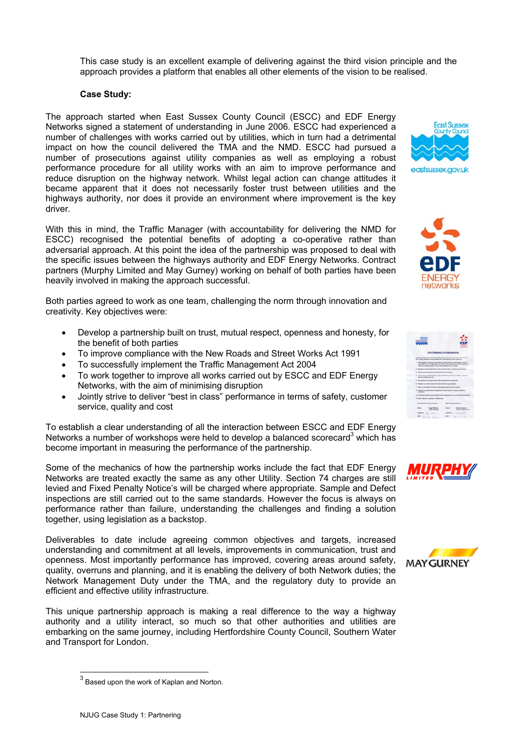This case study is an excellent example of delivering against the third vision principle and the approach provides a platform that enables all other elements of the vision to be realised.

**Case Study:**

The approach started when East Sussex County Council (ESCC) and EDF Energy Networks signed a statement of understanding in June 2006. ESCC had experienced a number of challenges with works carried out by utilities, which in turn had a detrimental impact on how the council delivered the TMA and the NMD. ESCC had pursued a number of prosecutions against utility companies as well as employing a robust performance procedure for all utility works with an aim to improve performance and reduce disruption on the highway network. Whilst legal action can change attitudes it became apparent that it does not necessarily foster trust between utilities and the highways authority, nor does it provide an environment where improvement is the key driver.

With this in mind, the Traffic Manager (with accountability for delivering the NMD for ESCC) recognised the potential benefits of adopting a co-operative rather than adversarial approach. At this point the idea of the partnership was proposed to deal with the specific issues between the highways authority and EDF Energy Networks. Contract partners (Murphy Limited and May Gurney) working on behalf of both parties have been heavily involved in making the approach successful.

Both parties agreed to work as one team, challenging the norm through innovation and creativity. Key objectives were:

- Develop a partnership built on trust, mutual respect, openness and honesty, for the benefit of both parties
- To improve compliance with the New Roads and Street Works Act 1991
- To successfully implement the Traffic Management Act 2004
- To work together to improve all works carried out by ESCC and EDF Energy Networks, with the aim of minimising disruption
- Jointly strive to deliver "best in class" performance in terms of safety, customer service, quality and cost

To establish a clear understanding of all the interaction between ESCC and EDF Energy Networks a number of workshops were held to develop a balanced scorecard[3] which has become important in measuring the performance of the partnership.

Some of the mechanics of how the partnership works include the fact that EDF Energy Networks are treated exactly the same as any other Utility. Section 74 charges are still levied and Fixed Penalty Notice's will be charged where appropriate. Sample and Defect inspections are still carried out to the same standards. However the focus is always on performance rather than failure, understanding the challenges and finding a solution together, using legislation as a backstop.

Deliverables to date include agreeing common objectives and targets, increased understanding and commitment at all levels, improvements in communication, trust and openness. Most importantly performance has improved, covering areas around safety, quality, overruns and planning, and it is enabling the delivery of both Network duties; the Network Management Duty under the TMA, and the regulatory duty to provide an efficient and effective utility infrastructure.

This unique partnership approach is making a real difference to the way a highway authority and a utility interact, so much so that other authorities and utilities are embarking on the same journey, including Hertfordshire County Council, Southern Water and Transport for London.

[3] Based upon the work of Kaplan and Norton.